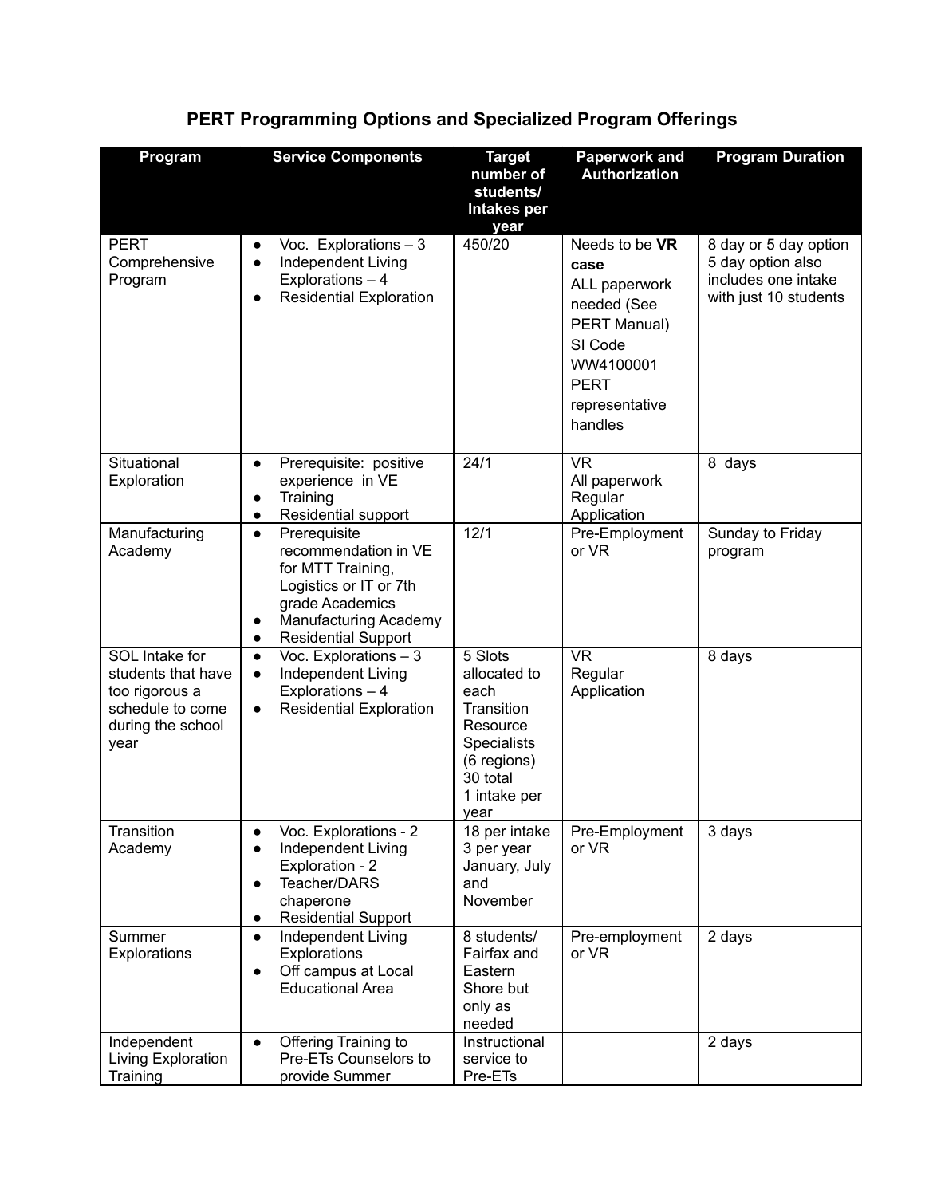# PERT Programming Options and Specialized Program Offerings

| Program | Service Components | Target number of students/ Intakes per year | Paperwork and Authorization | Program Duration |
|---|---|---|---|---|
| PERT Comprehensive Program | • Voc. Explorations – 3<br>• Independent Living Explorations – 4<br>• Residential Exploration | 450/20 | Needs to be **VR case**<br>ALL paperwork needed (See PERT Manual)<br>SI Code WW4100001<br>PERT representative handles | 8 day or 5 day option<br>5 day option also includes one intake with just 10 students |
| Situational Exploration | • Prerequisite: positive experience in VE<br>• Training<br>• Residential support | 24/1 | VR<br>All paperwork<br>Regular Application | 8 days |
| Manufacturing Academy | • Prerequisite recommendation in VE for MTT Training, Logistics or IT or 7th grade Academics<br>• Manufacturing Academy<br>• Residential Support | 12/1 | Pre-Employment or VR | Sunday to Friday program |
| SOL Intake for students that have too rigorous a schedule to come during the school year | • Voc. Explorations – 3<br>• Independent Living Explorations – 4<br>• Residential Exploration | 5 Slots allocated to each Transition Resource Specialists (6 regions) 30 total<br>1 intake per year | VR<br>Regular Application | 8 days |
| Transition Academy | • Voc. Explorations - 2<br>• Independent Living Exploration - 2<br>• Teacher/DARS chaperone<br>• Residential Support | 18 per intake<br>3 per year January, July and November | Pre-Employment or VR | 3 days |
| Summer Explorations | • Independent Living Explorations<br>• Off campus at Local Educational Area | 8 students/ Fairfax and Eastern Shore but only as needed | Pre-employment or VR | 2 days |
| Independent Living Exploration Training | • Offering Training to Pre-ETs Counselors to provide Summer | Instructional service to Pre-ETs | | 2 days |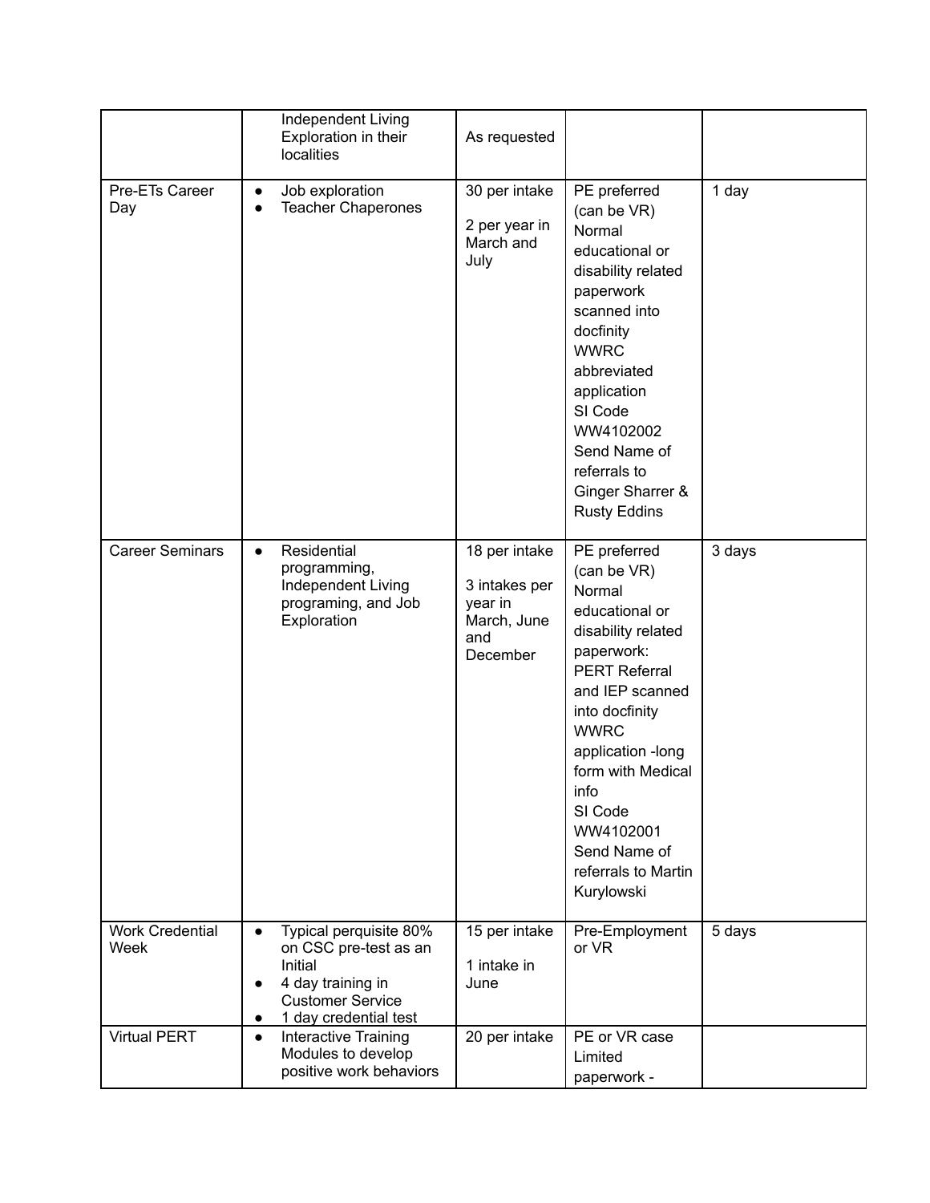| | | | | |
|---|---|---|---|---|
| | Independent Living Exploration in their localities | As requested | | |
| Pre-ETs Career Day | • Job exploration<br>• Teacher Chaperones | 30 per intake<br><br>2 per year in March and July | PE preferred (can be VR)<br>Normal educational or disability related paperwork scanned into docfinity<br>WWRC abbreviated application<br>SI Code WW4102002<br>Send Name of referrals to Ginger Sharrer & Rusty Eddins | 1 day |
| Career Seminars | • Residential programming, Independent Living programing, and Job Exploration | 18 per intake<br><br>3 intakes per year in March, June and December | PE preferred (can be VR)<br>Normal educational or disability related paperwork:<br>PERT Referral and IEP scanned into docfinity<br>WWRC application -long form with Medical info<br>SI Code WW4102001<br>Send Name of referrals to Martin Kurylowski | 3 days |
| Work Credential Week | • Typical perquisite 80% on CSC pre-test as an Initial<br>• 4 day training in Customer Service<br>• 1 day credential test | 15 per intake<br><br>1 intake in June | Pre-Employment or VR | 5 days |
| Virtual PERT | • Interactive Training Modules to develop positive work behaviors | 20 per intake | PE or VR case<br>Limited paperwork - | |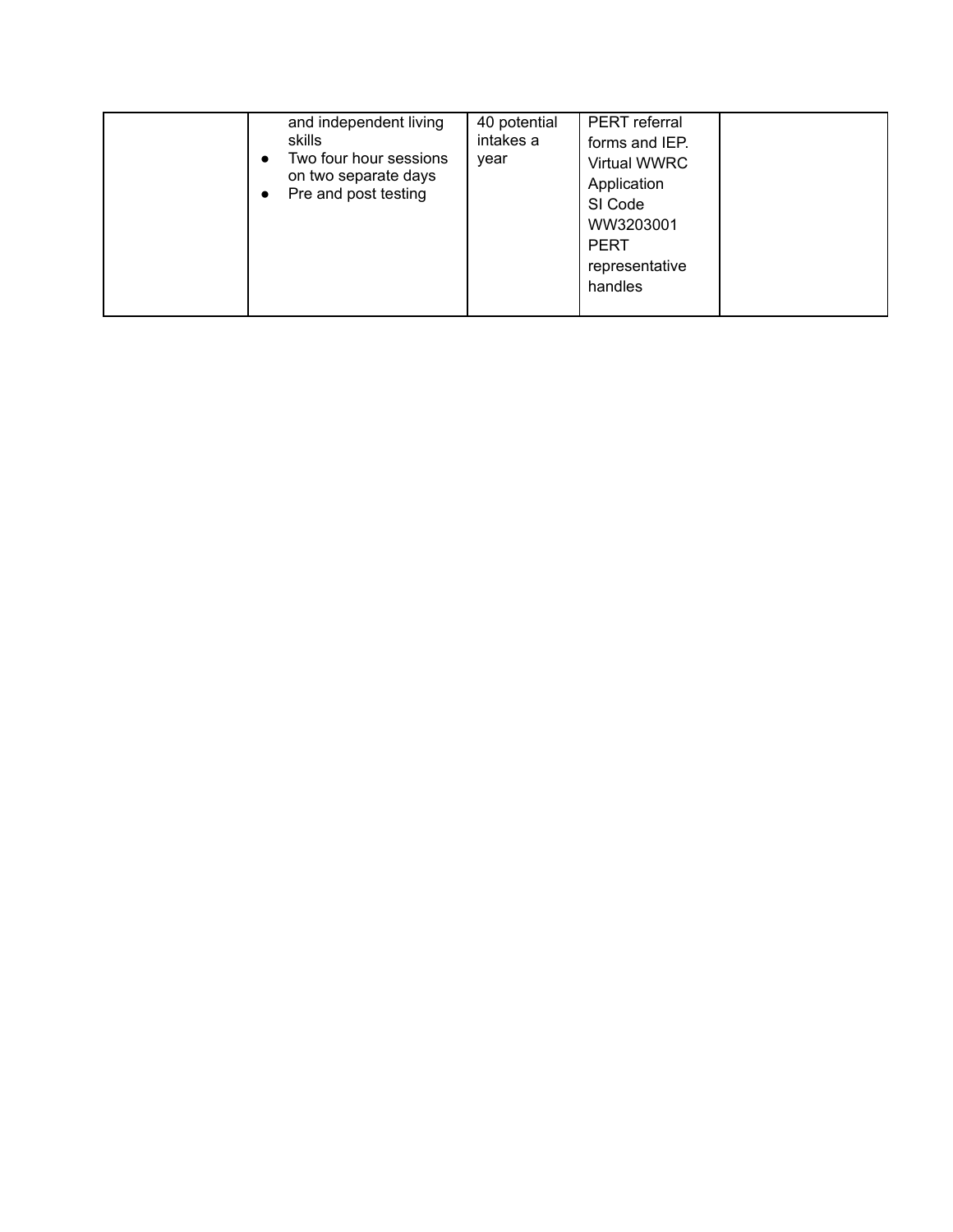| | | | | |
|---|---|---|---|---|
| | and independent living skills<br>● Two four hour sessions on two separate days<br>● Pre and post testing | 40 potential intakes a year | PERT referral forms and IEP.<br>Virtual WWRC Application<br>SI Code WW3203001<br>PERT representative handles | |